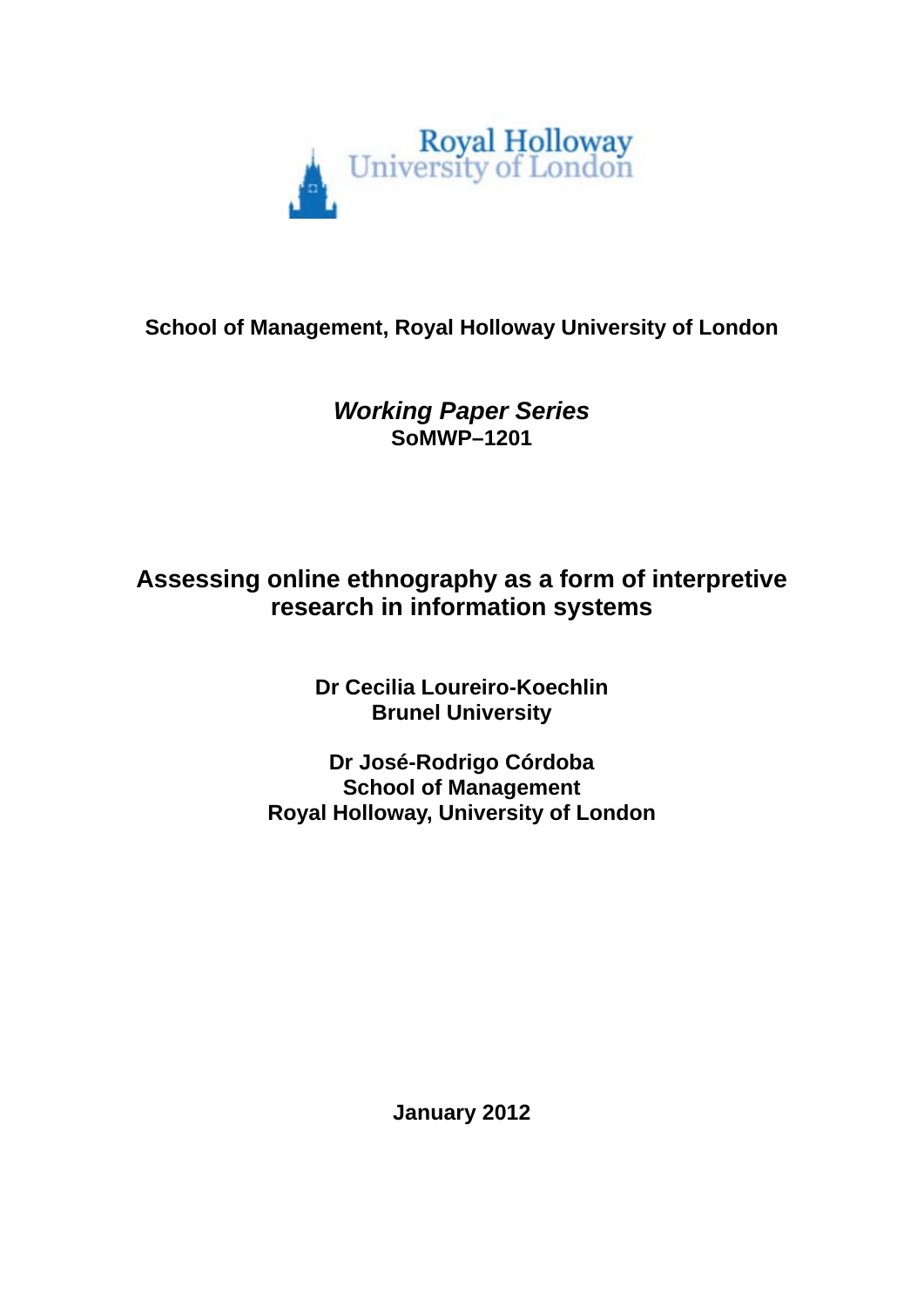Royal Holloway University of London

**School of Management, Royal Holloway University of London**

***Working Paper Series***
**SoMWP–1201**

# Assessing online ethnography as a form of interpretive research in information systems

**Dr Cecilia Loureiro-Koechlin**
**Brunel University**

**Dr José-Rodrigo Córdoba**
**School of Management**
**Royal Holloway, University of London**

**January 2012**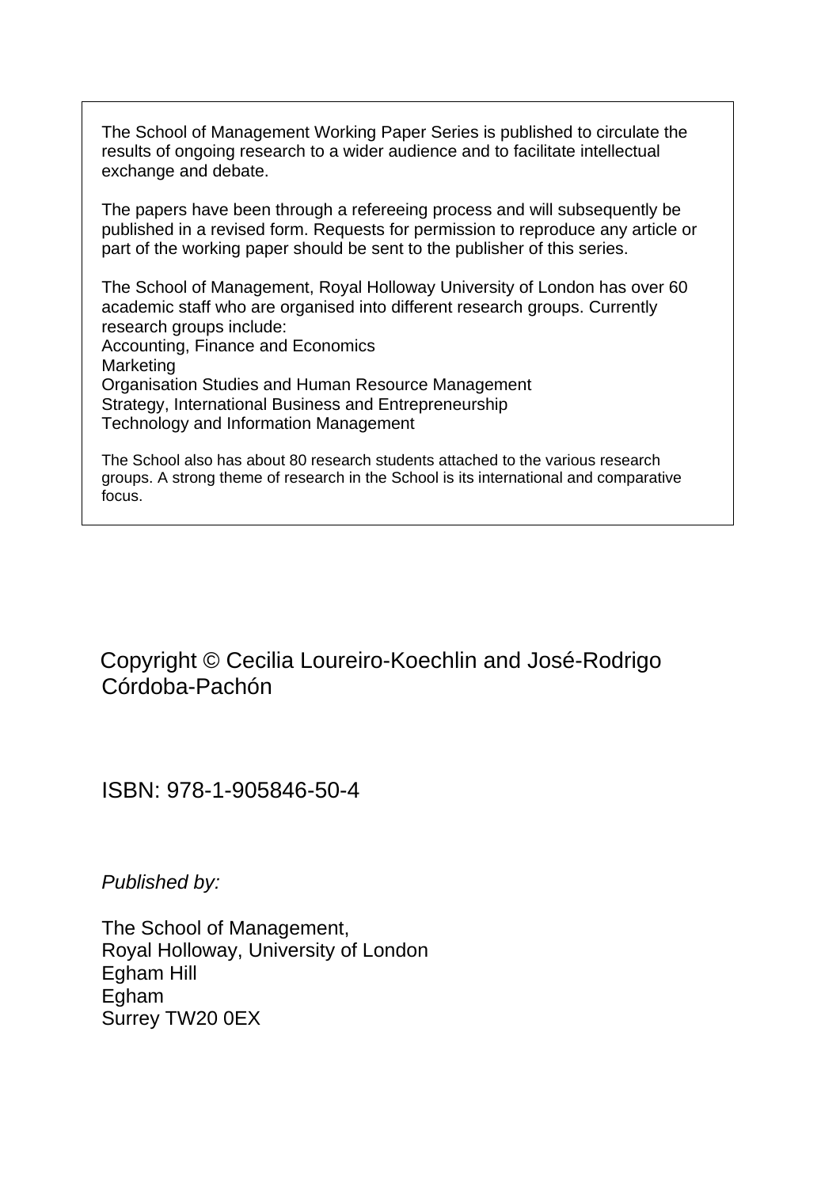The School of Management Working Paper Series is published to circulate the results of ongoing research to a wider audience and to facilitate intellectual exchange and debate.

The papers have been through a refereeing process and will subsequently be published in a revised form. Requests for permission to reproduce any article or part of the working paper should be sent to the publisher of this series.

The School of Management, Royal Holloway University of London has over 60 academic staff who are organised into different research groups. Currently research groups include:
Accounting, Finance and Economics
Marketing
Organisation Studies and Human Resource Management
Strategy, International Business and Entrepreneurship
Technology and Information Management

The School also has about 80 research students attached to the various research groups. A strong theme of research in the School is its international and comparative focus.

Copyright © Cecilia Loureiro-Koechlin and José-Rodrigo Córdoba-Pachón

ISBN: 978-1-905846-50-4

*Published by:*

The School of Management,
Royal Holloway, University of London
Egham Hill
Egham
Surrey TW20 0EX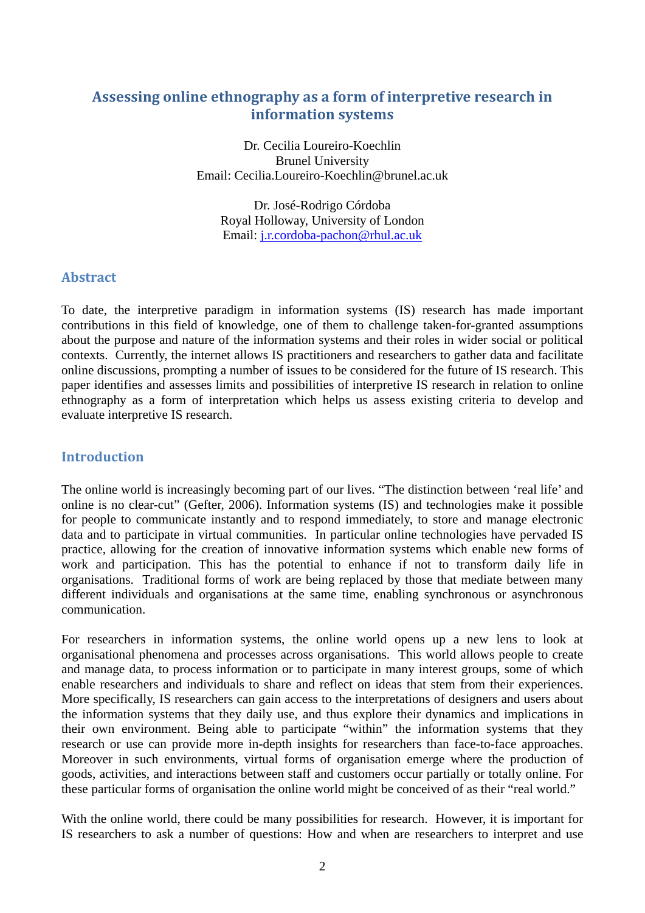# Assessing online ethnography as a form of interpretive research in information systems

Dr. Cecilia Loureiro-Koechlin
Brunel University
Email: Cecilia.Loureiro-Koechlin@brunel.ac.uk

Dr. José-Rodrigo Córdoba
Royal Holloway, University of London
Email: j.r.cordoba-pachon@rhul.ac.uk

## Abstract

To date, the interpretive paradigm in information systems (IS) research has made important contributions in this field of knowledge, one of them to challenge taken-for-granted assumptions about the purpose and nature of the information systems and their roles in wider social or political contexts. Currently, the internet allows IS practitioners and researchers to gather data and facilitate online discussions, prompting a number of issues to be considered for the future of IS research. This paper identifies and assesses limits and possibilities of interpretive IS research in relation to online ethnography as a form of interpretation which helps us assess existing criteria to develop and evaluate interpretive IS research.

## Introduction

The online world is increasingly becoming part of our lives. "The distinction between 'real life' and online is no clear-cut" (Gefter, 2006). Information systems (IS) and technologies make it possible for people to communicate instantly and to respond immediately, to store and manage electronic data and to participate in virtual communities. In particular online technologies have pervaded IS practice, allowing for the creation of innovative information systems which enable new forms of work and participation. This has the potential to enhance if not to transform daily life in organisations. Traditional forms of work are being replaced by those that mediate between many different individuals and organisations at the same time, enabling synchronous or asynchronous communication.

For researchers in information systems, the online world opens up a new lens to look at organisational phenomena and processes across organisations. This world allows people to create and manage data, to process information or to participate in many interest groups, some of which enable researchers and individuals to share and reflect on ideas that stem from their experiences. More specifically, IS researchers can gain access to the interpretations of designers and users about the information systems that they daily use, and thus explore their dynamics and implications in their own environment. Being able to participate "within" the information systems that they research or use can provide more in-depth insights for researchers than face-to-face approaches. Moreover in such environments, virtual forms of organisation emerge where the production of goods, activities, and interactions between staff and customers occur partially or totally online. For these particular forms of organisation the online world might be conceived of as their "real world."

With the online world, there could be many possibilities for research. However, it is important for IS researchers to ask a number of questions: How and when are researchers to interpret and use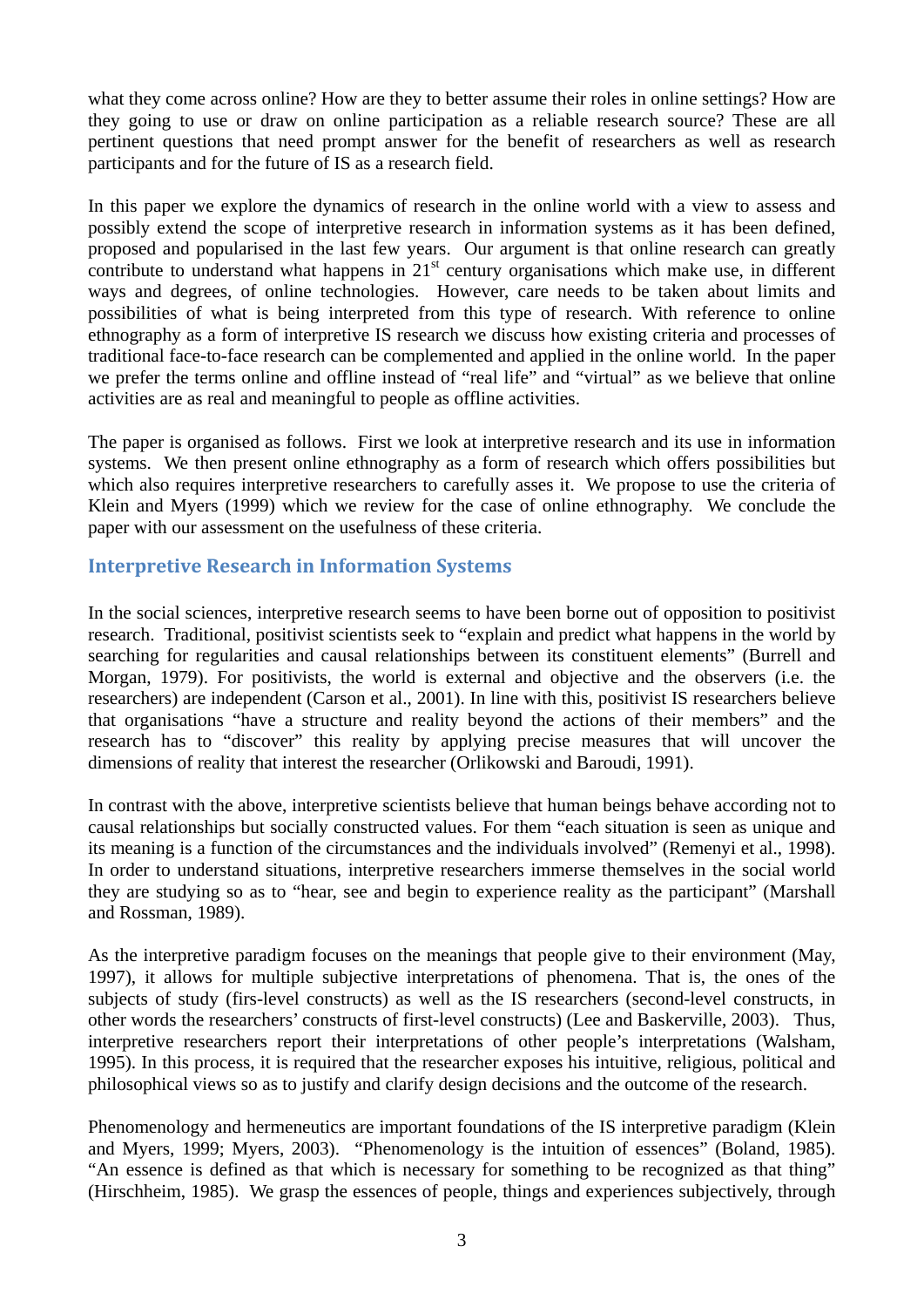what they come across online? How are they to better assume their roles in online settings? How are they going to use or draw on online participation as a reliable research source? These are all pertinent questions that need prompt answer for the benefit of researchers as well as research participants and for the future of IS as a research field.

In this paper we explore the dynamics of research in the online world with a view to assess and possibly extend the scope of interpretive research in information systems as it has been defined, proposed and popularised in the last few years. Our argument is that online research can greatly contribute to understand what happens in 21st century organisations which make use, in different ways and degrees, of online technologies. However, care needs to be taken about limits and possibilities of what is being interpreted from this type of research. With reference to online ethnography as a form of interpretive IS research we discuss how existing criteria and processes of traditional face-to-face research can be complemented and applied in the online world. In the paper we prefer the terms online and offline instead of "real life" and "virtual" as we believe that online activities are as real and meaningful to people as offline activities.

The paper is organised as follows. First we look at interpretive research and its use in information systems. We then present online ethnography as a form of research which offers possibilities but which also requires interpretive researchers to carefully asses it. We propose to use the criteria of Klein and Myers (1999) which we review for the case of online ethnography. We conclude the paper with our assessment on the usefulness of these criteria.

## Interpretive Research in Information Systems

In the social sciences, interpretive research seems to have been borne out of opposition to positivist research. Traditional, positivist scientists seek to "explain and predict what happens in the world by searching for regularities and causal relationships between its constituent elements" (Burrell and Morgan, 1979). For positivists, the world is external and objective and the observers (i.e. the researchers) are independent (Carson et al., 2001). In line with this, positivist IS researchers believe that organisations "have a structure and reality beyond the actions of their members" and the research has to "discover" this reality by applying precise measures that will uncover the dimensions of reality that interest the researcher (Orlikowski and Baroudi, 1991).

In contrast with the above, interpretive scientists believe that human beings behave according not to causal relationships but socially constructed values. For them "each situation is seen as unique and its meaning is a function of the circumstances and the individuals involved" (Remenyi et al., 1998). In order to understand situations, interpretive researchers immerse themselves in the social world they are studying so as to "hear, see and begin to experience reality as the participant" (Marshall and Rossman, 1989).

As the interpretive paradigm focuses on the meanings that people give to their environment (May, 1997), it allows for multiple subjective interpretations of phenomena. That is, the ones of the subjects of study (firs-level constructs) as well as the IS researchers (second-level constructs, in other words the researchers' constructs of first-level constructs) (Lee and Baskerville, 2003). Thus, interpretive researchers report their interpretations of other people's interpretations (Walsham, 1995). In this process, it is required that the researcher exposes his intuitive, religious, political and philosophical views so as to justify and clarify design decisions and the outcome of the research.

Phenomenology and hermeneutics are important foundations of the IS interpretive paradigm (Klein and Myers, 1999; Myers, 2003). "Phenomenology is the intuition of essences" (Boland, 1985). "An essence is defined as that which is necessary for something to be recognized as that thing" (Hirschheim, 1985). We grasp the essences of people, things and experiences subjectively, through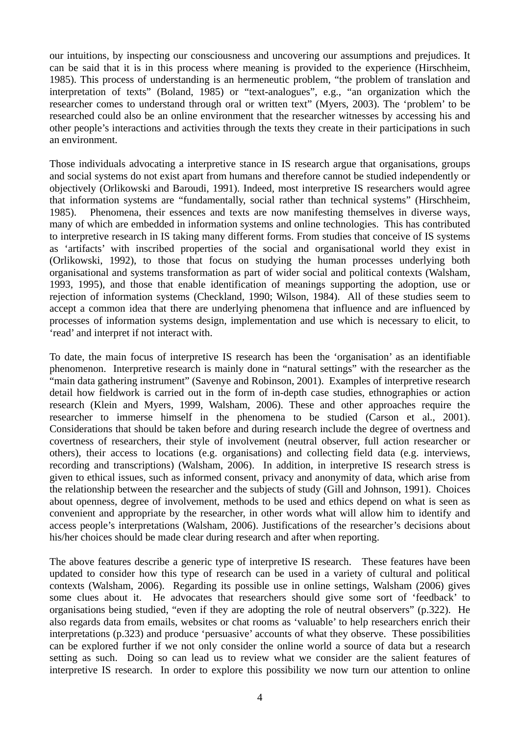our intuitions, by inspecting our consciousness and uncovering our assumptions and prejudices. It can be said that it is in this process where meaning is provided to the experience (Hirschheim, 1985). This process of understanding is an hermeneutic problem, "the problem of translation and interpretation of texts" (Boland, 1985) or "text-analogues", e.g., "an organization which the researcher comes to understand through oral or written text" (Myers, 2003). The 'problem' to be researched could also be an online environment that the researcher witnesses by accessing his and other people's interactions and activities through the texts they create in their participations in such an environment.

Those individuals advocating a interpretive stance in IS research argue that organisations, groups and social systems do not exist apart from humans and therefore cannot be studied independently or objectively (Orlikowski and Baroudi, 1991). Indeed, most interpretive IS researchers would agree that information systems are "fundamentally, social rather than technical systems" (Hirschheim, 1985). Phenomena, their essences and texts are now manifesting themselves in diverse ways, many of which are embedded in information systems and online technologies. This has contributed to interpretive research in IS taking many different forms. From studies that conceive of IS systems as 'artifacts' with inscribed properties of the social and organisational world they exist in (Orlikowski, 1992), to those that focus on studying the human processes underlying both organisational and systems transformation as part of wider social and political contexts (Walsham, 1993, 1995), and those that enable identification of meanings supporting the adoption, use or rejection of information systems (Checkland, 1990; Wilson, 1984). All of these studies seem to accept a common idea that there are underlying phenomena that influence and are influenced by processes of information systems design, implementation and use which is necessary to elicit, to 'read' and interpret if not interact with.

To date, the main focus of interpretive IS research has been the 'organisation' as an identifiable phenomenon. Interpretive research is mainly done in "natural settings" with the researcher as the "main data gathering instrument" (Savenye and Robinson, 2001). Examples of interpretive research detail how fieldwork is carried out in the form of in-depth case studies, ethnographies or action research (Klein and Myers, 1999, Walsham, 2006). These and other approaches require the researcher to immerse himself in the phenomena to be studied (Carson et al., 2001). Considerations that should be taken before and during research include the degree of overtness and covertness of researchers, their style of involvement (neutral observer, full action researcher or others), their access to locations (e.g. organisations) and collecting field data (e.g. interviews, recording and transcriptions) (Walsham, 2006). In addition, in interpretive IS research stress is given to ethical issues, such as informed consent, privacy and anonymity of data, which arise from the relationship between the researcher and the subjects of study (Gill and Johnson, 1991). Choices about openness, degree of involvement, methods to be used and ethics depend on what is seen as convenient and appropriate by the researcher, in other words what will allow him to identify and access people's interpretations (Walsham, 2006). Justifications of the researcher's decisions about his/her choices should be made clear during research and after when reporting.

The above features describe a generic type of interpretive IS research. These features have been updated to consider how this type of research can be used in a variety of cultural and political contexts (Walsham, 2006). Regarding its possible use in online settings, Walsham (2006) gives some clues about it. He advocates that researchers should give some sort of 'feedback' to organisations being studied, "even if they are adopting the role of neutral observers" (p.322). He also regards data from emails, websites or chat rooms as 'valuable' to help researchers enrich their interpretations (p.323) and produce 'persuasive' accounts of what they observe. These possibilities can be explored further if we not only consider the online world a source of data but a research setting as such. Doing so can lead us to review what we consider are the salient features of interpretive IS research. In order to explore this possibility we now turn our attention to online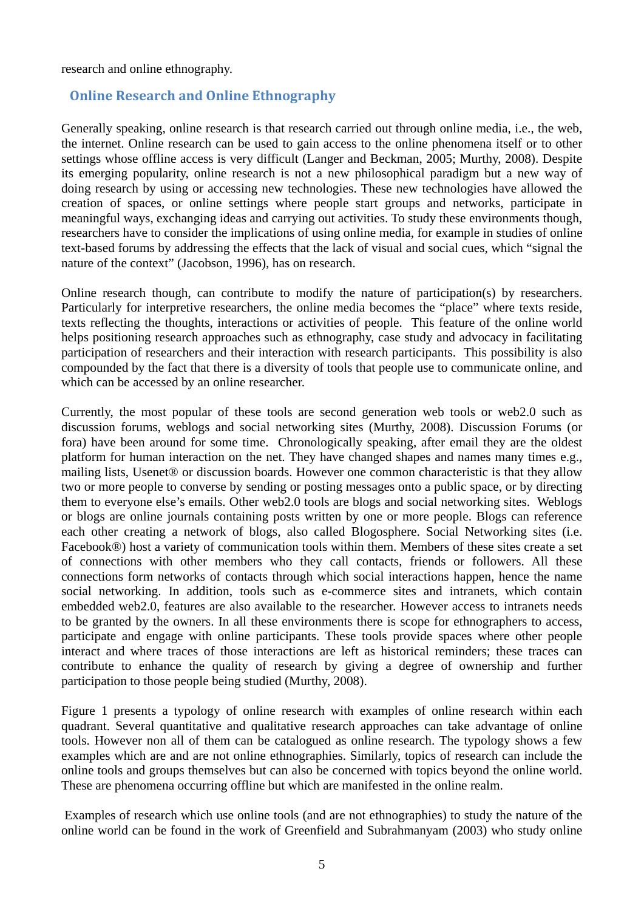research and online ethnography.

## Online Research and Online Ethnography

Generally speaking, online research is that research carried out through online media, i.e., the web, the internet. Online research can be used to gain access to the online phenomena itself or to other settings whose offline access is very difficult (Langer and Beckman, 2005; Murthy, 2008). Despite its emerging popularity, online research is not a new philosophical paradigm but a new way of doing research by using or accessing new technologies. These new technologies have allowed the creation of spaces, or online settings where people start groups and networks, participate in meaningful ways, exchanging ideas and carrying out activities. To study these environments though, researchers have to consider the implications of using online media, for example in studies of online text-based forums by addressing the effects that the lack of visual and social cues, which "signal the nature of the context" (Jacobson, 1996), has on research.

Online research though, can contribute to modify the nature of participation(s) by researchers. Particularly for interpretive researchers, the online media becomes the "place" where texts reside, texts reflecting the thoughts, interactions or activities of people. This feature of the online world helps positioning research approaches such as ethnography, case study and advocacy in facilitating participation of researchers and their interaction with research participants. This possibility is also compounded by the fact that there is a diversity of tools that people use to communicate online, and which can be accessed by an online researcher.

Currently, the most popular of these tools are second generation web tools or web2.0 such as discussion forums, weblogs and social networking sites (Murthy, 2008). Discussion Forums (or fora) have been around for some time. Chronologically speaking, after email they are the oldest platform for human interaction on the net. They have changed shapes and names many times e.g., mailing lists, Usenet® or discussion boards. However one common characteristic is that they allow two or more people to converse by sending or posting messages onto a public space, or by directing them to everyone else's emails. Other web2.0 tools are blogs and social networking sites. Weblogs or blogs are online journals containing posts written by one or more people. Blogs can reference each other creating a network of blogs, also called Blogosphere. Social Networking sites (i.e. Facebook®) host a variety of communication tools within them. Members of these sites create a set of connections with other members who they call contacts, friends or followers. All these connections form networks of contacts through which social interactions happen, hence the name social networking. In addition, tools such as e-commerce sites and intranets, which contain embedded web2.0, features are also available to the researcher. However access to intranets needs to be granted by the owners. In all these environments there is scope for ethnographers to access, participate and engage with online participants. These tools provide spaces where other people interact and where traces of those interactions are left as historical reminders; these traces can contribute to enhance the quality of research by giving a degree of ownership and further participation to those people being studied (Murthy, 2008).

Figure 1 presents a typology of online research with examples of online research within each quadrant. Several quantitative and qualitative research approaches can take advantage of online tools. However non all of them can be catalogued as online research. The typology shows a few examples which are and are not online ethnographies. Similarly, topics of research can include the online tools and groups themselves but can also be concerned with topics beyond the online world. These are phenomena occurring offline but which are manifested in the online realm.

Examples of research which use online tools (and are not ethnographies) to study the nature of the online world can be found in the work of Greenfield and Subrahmanyam (2003) who study online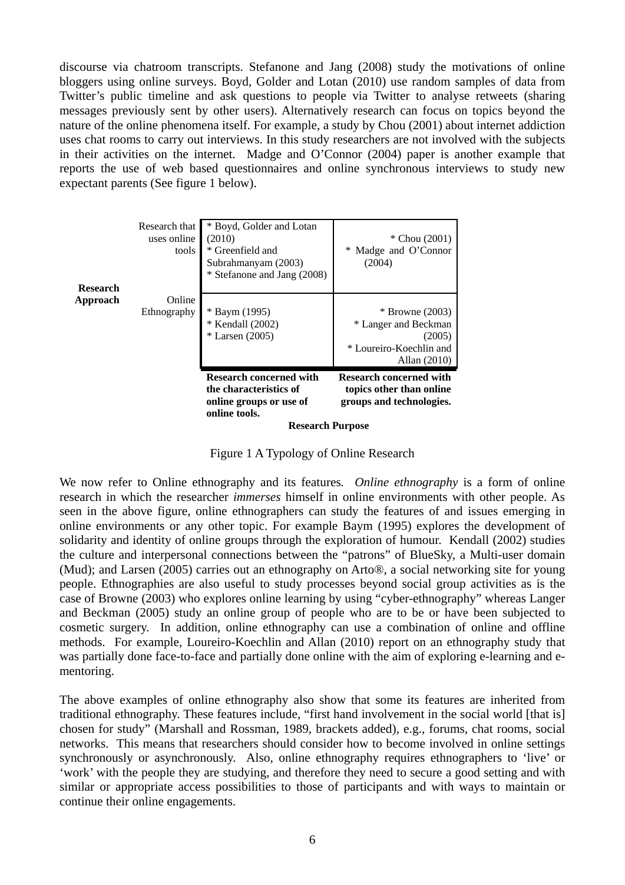discourse via chatroom transcripts. Stefanone and Jang (2008) study the motivations of online bloggers using online surveys. Boyd, Golder and Lotan (2010) use random samples of data from Twitter's public timeline and ask questions to people via Twitter to analyse retweets (sharing messages previously sent by other users). Alternatively research can focus on topics beyond the nature of the online phenomena itself. For example, a study by Chou (2001) about internet addiction uses chat rooms to carry out interviews. In this study researchers are not involved with the subjects in their activities on the internet. Madge and O'Connor (2004) paper is another example that reports the use of web based questionnaires and online synchronous interviews to study new expectant parents (See figure 1 below).

| **Research Approach** | | **Research Purpose** | |
|---|---|---|---|
| | | **Research concerned with the characteristics of online groups or use of online tools.** | **Research concerned with topics other than online groups and technologies.** |
| | Research that uses online tools | * Boyd, Golder and Lotan (2010)<br>* Greenfield and Subrahmanyam (2003)<br>* Stefanone and Jang (2008) | * Chou (2001)<br>* Madge and O'Connor (2004) |
| | Online Ethnography | * Baym (1995)<br>* Kendall (2002)<br>* Larsen (2005) | * Browne (2003)<br>* Langer and Beckman (2005)<br>* Loureiro-Koechlin and Allan (2010) |

Figure 1 A Typology of Online Research

We now refer to Online ethnography and its features. *Online ethnography* is a form of online research in which the researcher *immerses* himself in online environments with other people. As seen in the above figure, online ethnographers can study the features of and issues emerging in online environments or any other topic. For example Baym (1995) explores the development of solidarity and identity of online groups through the exploration of humour. Kendall (2002) studies the culture and interpersonal connections between the "patrons" of BlueSky, a Multi-user domain (Mud); and Larsen (2005) carries out an ethnography on Arto®, a social networking site for young people. Ethnographies are also useful to study processes beyond social group activities as is the case of Browne (2003) who explores online learning by using "cyber-ethnography" whereas Langer and Beckman (2005) study an online group of people who are to be or have been subjected to cosmetic surgery. In addition, online ethnography can use a combination of online and offline methods. For example, Loureiro-Koechlin and Allan (2010) report on an ethnography study that was partially done face-to-face and partially done online with the aim of exploring e-learning and e-mentoring.

The above examples of online ethnography also show that some its features are inherited from traditional ethnography. These features include, "first hand involvement in the social world [that is] chosen for study" (Marshall and Rossman, 1989, brackets added), e.g., forums, chat rooms, social networks. This means that researchers should consider how to become involved in online settings synchronously or asynchronously. Also, online ethnography requires ethnographers to 'live' or 'work' with the people they are studying, and therefore they need to secure a good setting and with similar or appropriate access possibilities to those of participants and with ways to maintain or continue their online engagements.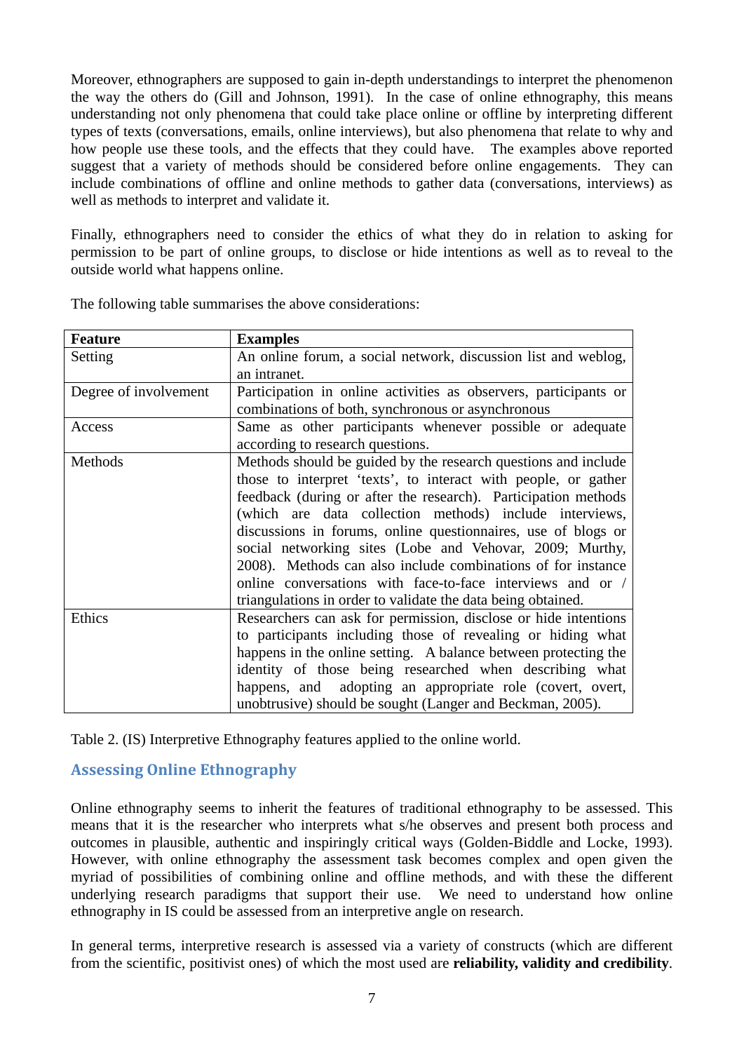Moreover, ethnographers are supposed to gain in-depth understandings to interpret the phenomenon the way the others do (Gill and Johnson, 1991). In the case of online ethnography, this means understanding not only phenomena that could take place online or offline by interpreting different types of texts (conversations, emails, online interviews), but also phenomena that relate to why and how people use these tools, and the effects that they could have. The examples above reported suggest that a variety of methods should be considered before online engagements. They can include combinations of offline and online methods to gather data (conversations, interviews) as well as methods to interpret and validate it.

Finally, ethnographers need to consider the ethics of what they do in relation to asking for permission to be part of online groups, to disclose or hide intentions as well as to reveal to the outside world what happens online.

The following table summarises the above considerations:

| **Feature** | **Examples** |
|---|---|
| Setting | An online forum, a social network, discussion list and weblog, an intranet. |
| Degree of involvement | Participation in online activities as observers, participants or combinations of both, synchronous or asynchronous |
| Access | Same as other participants whenever possible or adequate according to research questions. |
| Methods | Methods should be guided by the research questions and include those to interpret 'texts', to interact with people, or gather feedback (during or after the research). Participation methods (which are data collection methods) include interviews, discussions in forums, online questionnaires, use of blogs or social networking sites (Lobe and Vehovar, 2009; Murthy, 2008). Methods can also include combinations of for instance online conversations with face-to-face interviews and or / triangulations in order to validate the data being obtained. |
| Ethics | Researchers can ask for permission, disclose or hide intentions to participants including those of revealing or hiding what happens in the online setting. A balance between protecting the identity of those being researched when describing what happens, and adopting an appropriate role (covert, overt, unobtrusive) should be sought (Langer and Beckman, 2005). |

Table 2. (IS) Interpretive Ethnography features applied to the online world.

## Assessing Online Ethnography

Online ethnography seems to inherit the features of traditional ethnography to be assessed. This means that it is the researcher who interprets what s/he observes and present both process and outcomes in plausible, authentic and inspiringly critical ways (Golden-Biddle and Locke, 1993). However, with online ethnography the assessment task becomes complex and open given the myriad of possibilities of combining online and offline methods, and with these the different underlying research paradigms that support their use. We need to understand how online ethnography in IS could be assessed from an interpretive angle on research.

In general terms, interpretive research is assessed via a variety of constructs (which are different from the scientific, positivist ones) of which the most used are **reliability, validity and credibility**.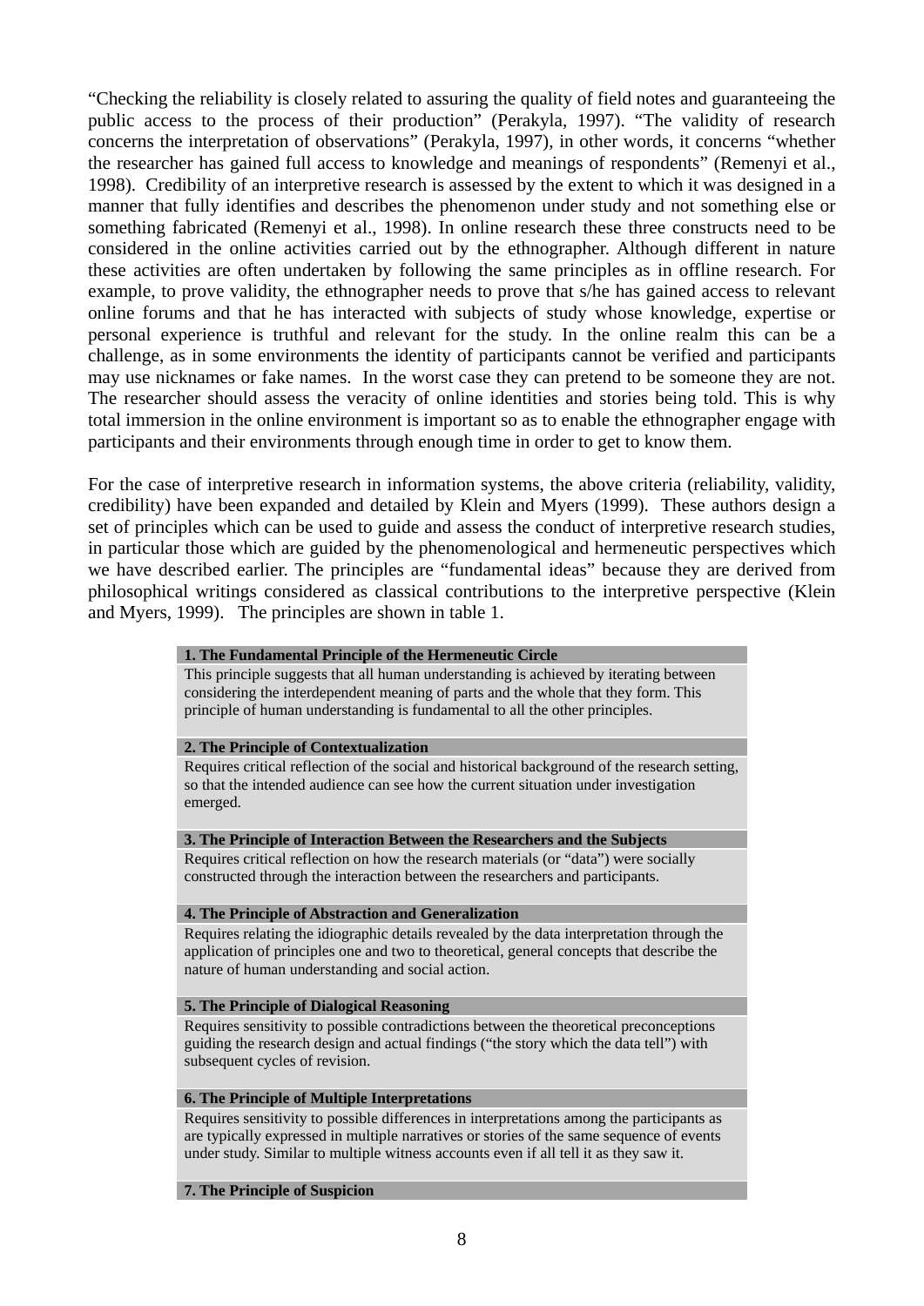"Checking the reliability is closely related to assuring the quality of field notes and guaranteeing the public access to the process of their production" (Perakyla, 1997). "The validity of research concerns the interpretation of observations" (Perakyla, 1997), in other words, it concerns "whether the researcher has gained full access to knowledge and meanings of respondents" (Remenyi et al., 1998). Credibility of an interpretive research is assessed by the extent to which it was designed in a manner that fully identifies and describes the phenomenon under study and not something else or something fabricated (Remenyi et al., 1998). In online research these three constructs need to be considered in the online activities carried out by the ethnographer. Although different in nature these activities are often undertaken by following the same principles as in offline research. For example, to prove validity, the ethnographer needs to prove that s/he has gained access to relevant online forums and that he has interacted with subjects of study whose knowledge, expertise or personal experience is truthful and relevant for the study. In the online realm this can be a challenge, as in some environments the identity of participants cannot be verified and participants may use nicknames or fake names. In the worst case they can pretend to be someone they are not. The researcher should assess the veracity of online identities and stories being told. This is why total immersion in the online environment is important so as to enable the ethnographer engage with participants and their environments through enough time in order to get to know them.

For the case of interpretive research in information systems, the above criteria (reliability, validity, credibility) have been expanded and detailed by Klein and Myers (1999). These authors design a set of principles which can be used to guide and assess the conduct of interpretive research studies, in particular those which are guided by the phenomenological and hermeneutic perspectives which we have described earlier. The principles are "fundamental ideas" because they are derived from philosophical writings considered as classical contributions to the interpretive perspective (Klein and Myers, 1999). The principles are shown in table 1.

| **1. The Fundamental Principle of the Hermeneutic Circle** |
|---|
| This principle suggests that all human understanding is achieved by iterating between considering the interdependent meaning of parts and the whole that they form. This principle of human understanding is fundamental to all the other principles. |
| **2. The Principle of Contextualization** |
| Requires critical reflection of the social and historical background of the research setting, so that the intended audience can see how the current situation under investigation emerged. |
| **3. The Principle of Interaction Between the Researchers and the Subjects** |
| Requires critical reflection on how the research materials (or "data") were socially constructed through the interaction between the researchers and participants. |
| **4. The Principle of Abstraction and Generalization** |
| Requires relating the idiographic details revealed by the data interpretation through the application of principles one and two to theoretical, general concepts that describe the nature of human understanding and social action. |
| **5. The Principle of Dialogical Reasoning** |
| Requires sensitivity to possible contradictions between the theoretical preconceptions guiding the research design and actual findings ("the story which the data tell") with subsequent cycles of revision. |
| **6. The Principle of Multiple Interpretations** |
| Requires sensitivity to possible differences in interpretations among the participants as are typically expressed in multiple narratives or stories of the same sequence of events under study. Similar to multiple witness accounts even if all tell it as they saw it. |
| **7. The Principle of Suspicion** |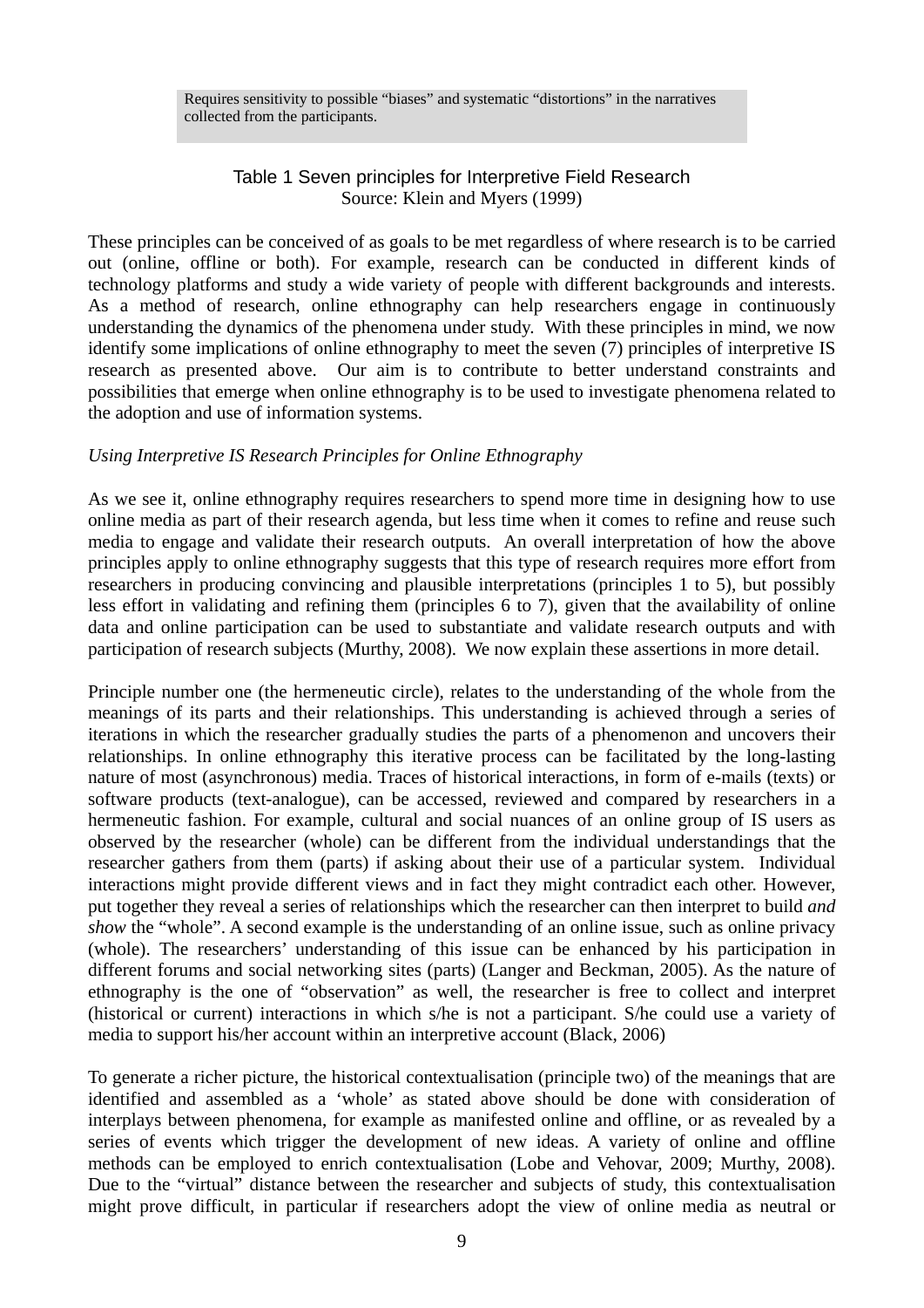| Requires sensitivity to possible "biases" and systematic "distortions" in the narratives collected from the participants. |
|---|

Table 1 Seven principles for Interpretive Field Research
Source: Klein and Myers (1999)

These principles can be conceived of as goals to be met regardless of where research is to be carried out (online, offline or both). For example, research can be conducted in different kinds of technology platforms and study a wide variety of people with different backgrounds and interests. As a method of research, online ethnography can help researchers engage in continuously understanding the dynamics of the phenomena under study. With these principles in mind, we now identify some implications of online ethnography to meet the seven (7) principles of interpretive IS research as presented above. Our aim is to contribute to better understand constraints and possibilities that emerge when online ethnography is to be used to investigate phenomena related to the adoption and use of information systems.

*Using Interpretive IS Research Principles for Online Ethnography*

As we see it, online ethnography requires researchers to spend more time in designing how to use online media as part of their research agenda, but less time when it comes to refine and reuse such media to engage and validate their research outputs. An overall interpretation of how the above principles apply to online ethnography suggests that this type of research requires more effort from researchers in producing convincing and plausible interpretations (principles 1 to 5), but possibly less effort in validating and refining them (principles 6 to 7), given that the availability of online data and online participation can be used to substantiate and validate research outputs and with participation of research subjects (Murthy, 2008). We now explain these assertions in more detail.

Principle number one (the hermeneutic circle), relates to the understanding of the whole from the meanings of its parts and their relationships. This understanding is achieved through a series of iterations in which the researcher gradually studies the parts of a phenomenon and uncovers their relationships. In online ethnography this iterative process can be facilitated by the long-lasting nature of most (asynchronous) media. Traces of historical interactions, in form of e-mails (texts) or software products (text-analogue), can be accessed, reviewed and compared by researchers in a hermeneutic fashion. For example, cultural and social nuances of an online group of IS users as observed by the researcher (whole) can be different from the individual understandings that the researcher gathers from them (parts) if asking about their use of a particular system. Individual interactions might provide different views and in fact they might contradict each other. However, put together they reveal a series of relationships which the researcher can then interpret to build *and show* the "whole". A second example is the understanding of an online issue, such as online privacy (whole). The researchers' understanding of this issue can be enhanced by his participation in different forums and social networking sites (parts) (Langer and Beckman, 2005). As the nature of ethnography is the one of "observation" as well, the researcher is free to collect and interpret (historical or current) interactions in which s/he is not a participant. S/he could use a variety of media to support his/her account within an interpretive account (Black, 2006)

To generate a richer picture, the historical contextualisation (principle two) of the meanings that are identified and assembled as a 'whole' as stated above should be done with consideration of interplays between phenomena, for example as manifested online and offline, or as revealed by a series of events which trigger the development of new ideas. A variety of online and offline methods can be employed to enrich contextualisation (Lobe and Vehovar, 2009; Murthy, 2008). Due to the "virtual" distance between the researcher and subjects of study, this contextualisation might prove difficult, in particular if researchers adopt the view of online media as neutral or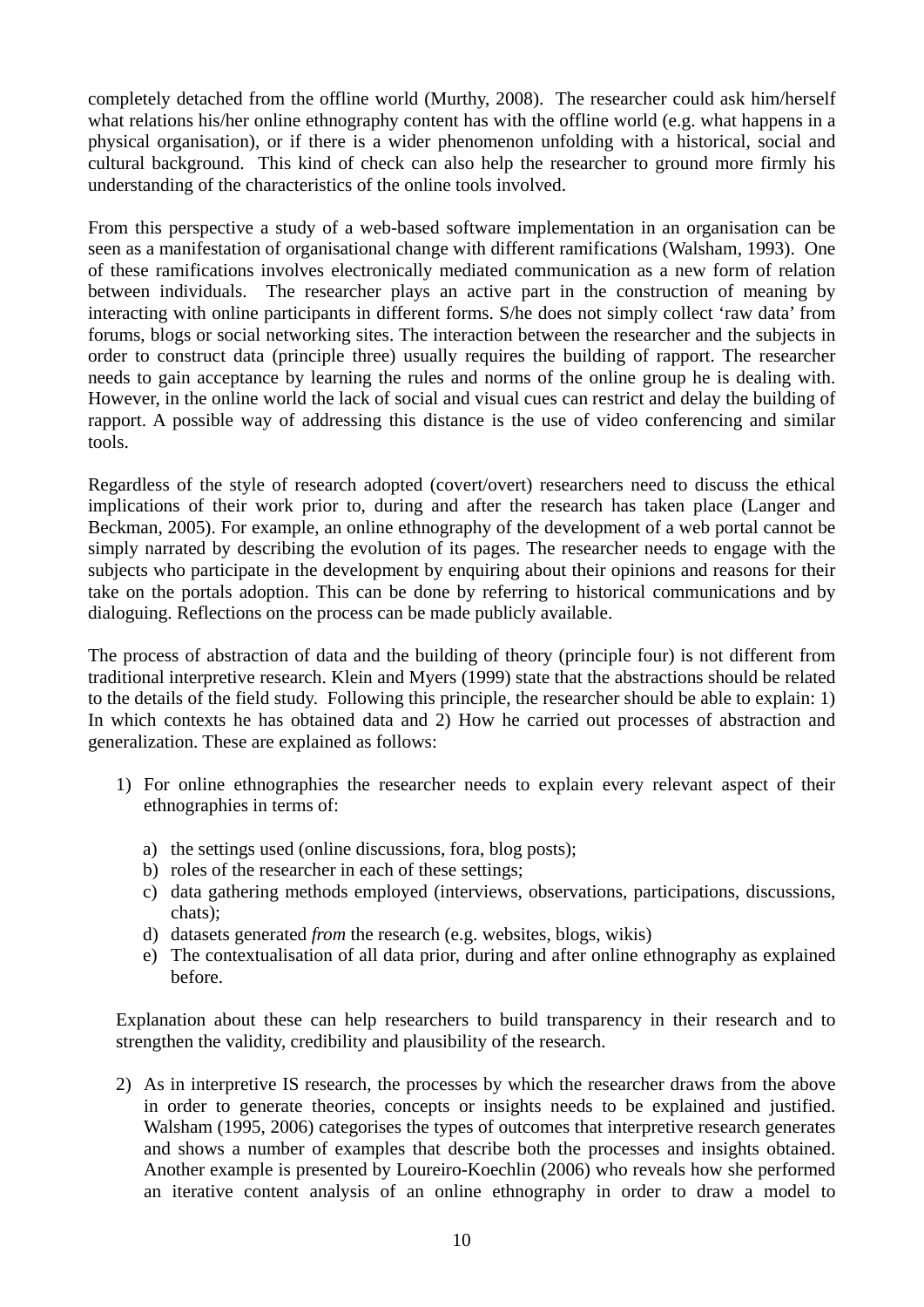completely detached from the offline world (Murthy, 2008). The researcher could ask him/herself what relations his/her online ethnography content has with the offline world (e.g. what happens in a physical organisation), or if there is a wider phenomenon unfolding with a historical, social and cultural background. This kind of check can also help the researcher to ground more firmly his understanding of the characteristics of the online tools involved.

From this perspective a study of a web-based software implementation in an organisation can be seen as a manifestation of organisational change with different ramifications (Walsham, 1993). One of these ramifications involves electronically mediated communication as a new form of relation between individuals. The researcher plays an active part in the construction of meaning by interacting with online participants in different forms. S/he does not simply collect 'raw data' from forums, blogs or social networking sites. The interaction between the researcher and the subjects in order to construct data (principle three) usually requires the building of rapport. The researcher needs to gain acceptance by learning the rules and norms of the online group he is dealing with. However, in the online world the lack of social and visual cues can restrict and delay the building of rapport. A possible way of addressing this distance is the use of video conferencing and similar tools.

Regardless of the style of research adopted (covert/overt) researchers need to discuss the ethical implications of their work prior to, during and after the research has taken place (Langer and Beckman, 2005). For example, an online ethnography of the development of a web portal cannot be simply narrated by describing the evolution of its pages. The researcher needs to engage with the subjects who participate in the development by enquiring about their opinions and reasons for their take on the portals adoption. This can be done by referring to historical communications and by dialoguing. Reflections on the process can be made publicly available.

The process of abstraction of data and the building of theory (principle four) is not different from traditional interpretive research. Klein and Myers (1999) state that the abstractions should be related to the details of the field study. Following this principle, the researcher should be able to explain: 1) In which contexts he has obtained data and 2) How he carried out processes of abstraction and generalization. These are explained as follows:

1) For online ethnographies the researcher needs to explain every relevant aspect of their ethnographies in terms of:

   a) the settings used (online discussions, fora, blog posts);
   b) roles of the researcher in each of these settings;
   c) data gathering methods employed (interviews, observations, participations, discussions, chats);
   d) datasets generated *from* the research (e.g. websites, blogs, wikis)
   e) The contextualisation of all data prior, during and after online ethnography as explained before.

   Explanation about these can help researchers to build transparency in their research and to strengthen the validity, credibility and plausibility of the research.

2) As in interpretive IS research, the processes by which the researcher draws from the above in order to generate theories, concepts or insights needs to be explained and justified. Walsham (1995, 2006) categorises the types of outcomes that interpretive research generates and shows a number of examples that describe both the processes and insights obtained. Another example is presented by Loureiro-Koechlin (2006) who reveals how she performed an iterative content analysis of an online ethnography in order to draw a model to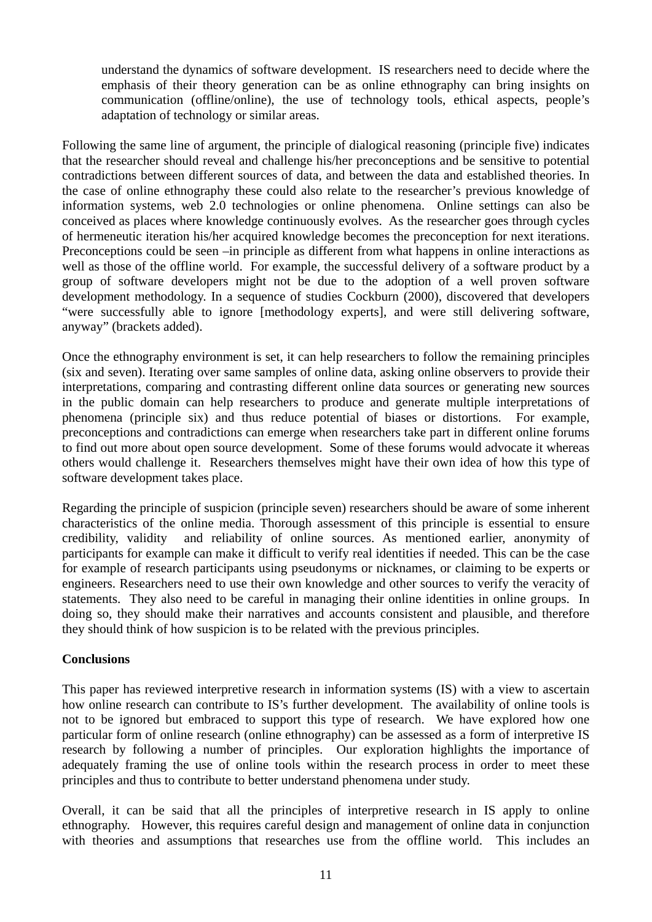understand the dynamics of software development. IS researchers need to decide where the emphasis of their theory generation can be as online ethnography can bring insights on communication (offline/online), the use of technology tools, ethical aspects, people's adaptation of technology or similar areas.

Following the same line of argument, the principle of dialogical reasoning (principle five) indicates that the researcher should reveal and challenge his/her preconceptions and be sensitive to potential contradictions between different sources of data, and between the data and established theories. In the case of online ethnography these could also relate to the researcher's previous knowledge of information systems, web 2.0 technologies or online phenomena. Online settings can also be conceived as places where knowledge continuously evolves. As the researcher goes through cycles of hermeneutic iteration his/her acquired knowledge becomes the preconception for next iterations. Preconceptions could be seen –in principle as different from what happens in online interactions as well as those of the offline world. For example, the successful delivery of a software product by a group of software developers might not be due to the adoption of a well proven software development methodology. In a sequence of studies Cockburn (2000), discovered that developers "were successfully able to ignore [methodology experts], and were still delivering software, anyway" (brackets added).

Once the ethnography environment is set, it can help researchers to follow the remaining principles (six and seven). Iterating over same samples of online data, asking online observers to provide their interpretations, comparing and contrasting different online data sources or generating new sources in the public domain can help researchers to produce and generate multiple interpretations of phenomena (principle six) and thus reduce potential of biases or distortions. For example, preconceptions and contradictions can emerge when researchers take part in different online forums to find out more about open source development. Some of these forums would advocate it whereas others would challenge it. Researchers themselves might have their own idea of how this type of software development takes place.

Regarding the principle of suspicion (principle seven) researchers should be aware of some inherent characteristics of the online media. Thorough assessment of this principle is essential to ensure credibility, validity and reliability of online sources. As mentioned earlier, anonymity of participants for example can make it difficult to verify real identities if needed. This can be the case for example of research participants using pseudonyms or nicknames, or claiming to be experts or engineers. Researchers need to use their own knowledge and other sources to verify the veracity of statements. They also need to be careful in managing their online identities in online groups. In doing so, they should make their narratives and accounts consistent and plausible, and therefore they should think of how suspicion is to be related with the previous principles.

**Conclusions**

This paper has reviewed interpretive research in information systems (IS) with a view to ascertain how online research can contribute to IS's further development. The availability of online tools is not to be ignored but embraced to support this type of research. We have explored how one particular form of online research (online ethnography) can be assessed as a form of interpretive IS research by following a number of principles. Our exploration highlights the importance of adequately framing the use of online tools within the research process in order to meet these principles and thus to contribute to better understand phenomena under study.

Overall, it can be said that all the principles of interpretive research in IS apply to online ethnography. However, this requires careful design and management of online data in conjunction with theories and assumptions that researches use from the offline world. This includes an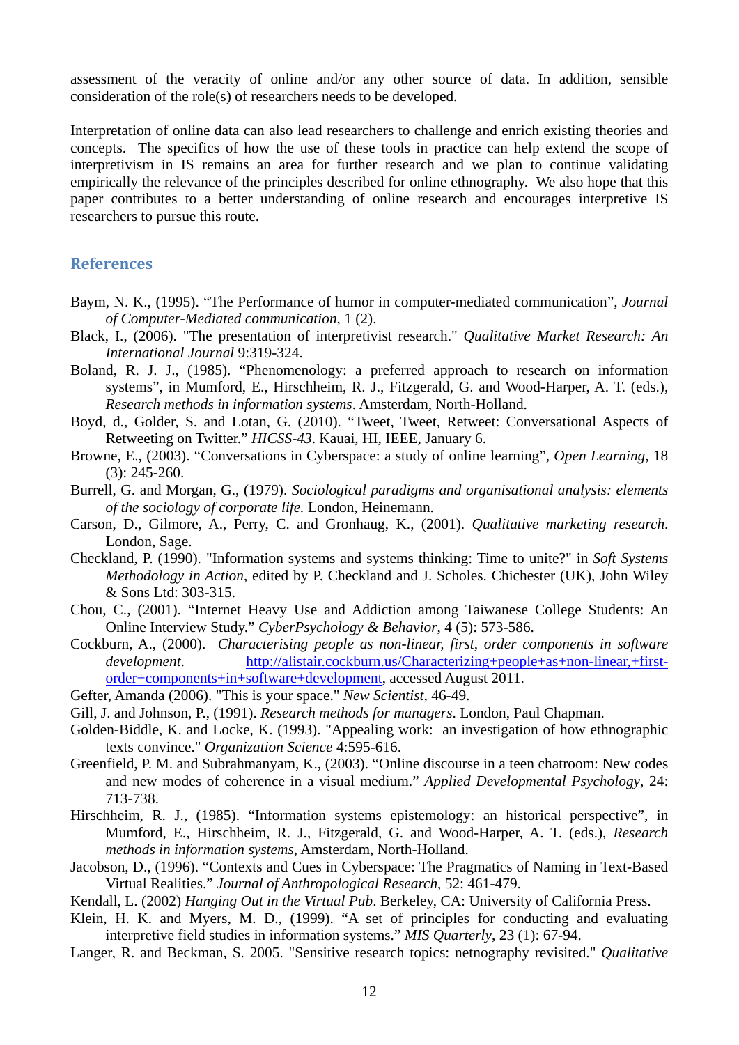assessment of the veracity of online and/or any other source of data. In addition, sensible consideration of the role(s) of researchers needs to be developed.

Interpretation of online data can also lead researchers to challenge and enrich existing theories and concepts. The specifics of how the use of these tools in practice can help extend the scope of interpretivism in IS remains an area for further research and we plan to continue validating empirically the relevance of the principles described for online ethnography. We also hope that this paper contributes to a better understanding of online research and encourages interpretive IS researchers to pursue this route.

## References

Baym, N. K., (1995). "The Performance of humor in computer-mediated communication", *Journal of Computer-Mediated communication*, 1 (2).

Black, I., (2006). "The presentation of interpretivist research." *Qualitative Market Research: An International Journal* 9:319-324.

Boland, R. J. J., (1985). "Phenomenology: a preferred approach to research on information systems", in Mumford, E., Hirschheim, R. J., Fitzgerald, G. and Wood-Harper, A. T. (eds.), *Research methods in information systems*. Amsterdam, North-Holland.

Boyd, d., Golder, S. and Lotan, G. (2010). "Tweet, Tweet, Retweet: Conversational Aspects of Retweeting on Twitter." *HICSS-43*. Kauai, HI, IEEE, January 6.

Browne, E., (2003). "Conversations in Cyberspace: a study of online learning", *Open Learning*, 18 (3): 245-260.

Burrell, G. and Morgan, G., (1979). *Sociological paradigms and organisational analysis: elements of the sociology of corporate life.* London, Heinemann.

Carson, D., Gilmore, A., Perry, C. and Gronhaug, K., (2001). *Qualitative marketing research*. London, Sage.

Checkland, P. (1990). "Information systems and systems thinking: Time to unite?" in *Soft Systems Methodology in Action*, edited by P. Checkland and J. Scholes. Chichester (UK), John Wiley & Sons Ltd: 303-315.

Chou, C., (2001). "Internet Heavy Use and Addiction among Taiwanese College Students: An Online Interview Study." *CyberPsychology & Behavior*, 4 (5): 573-586.

Cockburn, A., (2000). *Characterising people as non-linear, first, order components in software development*. http://alistair.cockburn.us/Characterizing+people+as+non-linear,+first-order+components+in+software+development, accessed August 2011.

Gefter, Amanda (2006). "This is your space." *New Scientist*, 46-49.

Gill, J. and Johnson, P., (1991). *Research methods for managers*. London, Paul Chapman.

Golden-Biddle, K. and Locke, K. (1993). "Appealing work: an investigation of how ethnographic texts convince." *Organization Science* 4:595-616.

Greenfield, P. M. and Subrahmanyam, K., (2003). "Online discourse in a teen chatroom: New codes and new modes of coherence in a visual medium." *Applied Developmental Psychology*, 24: 713-738.

Hirschheim, R. J., (1985). "Information systems epistemology: an historical perspective", in Mumford, E., Hirschheim, R. J., Fitzgerald, G. and Wood-Harper, A. T. (eds.), *Research methods in information systems*, Amsterdam, North-Holland.

Jacobson, D., (1996). "Contexts and Cues in Cyberspace: The Pragmatics of Naming in Text-Based Virtual Realities." *Journal of Anthropological Research*, 52: 461-479.

Kendall, L. (2002) *Hanging Out in the Virtual Pub*. Berkeley, CA: University of California Press.

Klein, H. K. and Myers, M. D., (1999). "A set of principles for conducting and evaluating interpretive field studies in information systems." *MIS Quarterly*, 23 (1): 67-94.

Langer, R. and Beckman, S. 2005. "Sensitive research topics: netnography revisited." *Qualitative*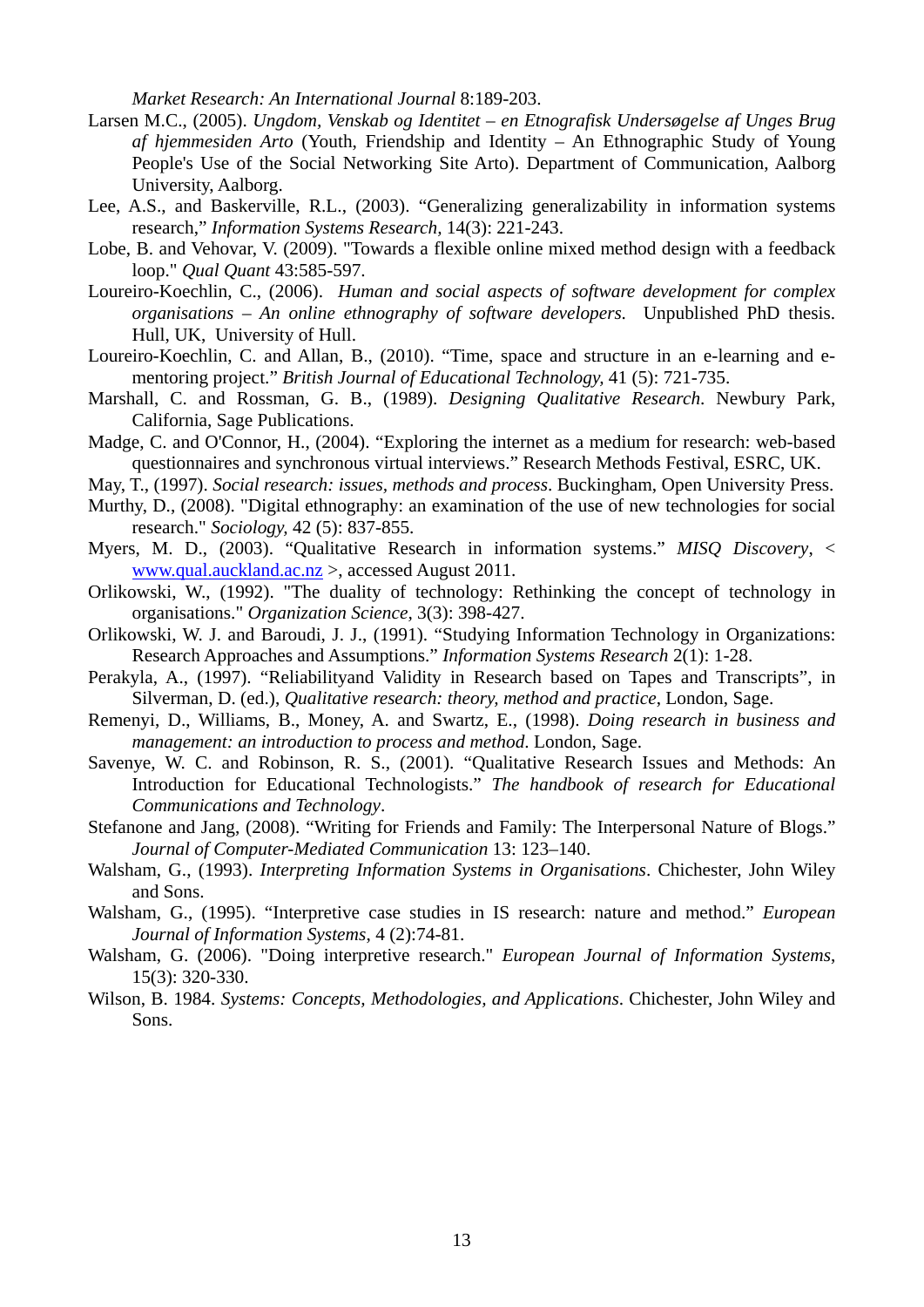*Market Research: An International Journal* 8:189-203.

Larsen M.C., (2005). *Ungdom, Venskab og Identitet – en Etnografisk Undersøgelse af Unges Brug af hjemmesiden Arto* (Youth, Friendship and Identity – An Ethnographic Study of Young People's Use of the Social Networking Site Arto). Department of Communication, Aalborg University, Aalborg.

Lee, A.S., and Baskerville, R.L., (2003). "Generalizing generalizability in information systems research," *Information Systems Research*, 14(3): 221-243.

Lobe, B. and Vehovar, V. (2009). "Towards a flexible online mixed method design with a feedback loop." *Qual Quant* 43:585-597.

Loureiro-Koechlin, C., (2006). *Human and social aspects of software development for complex organisations – An online ethnography of software developers.* Unpublished PhD thesis. Hull, UK, University of Hull.

Loureiro-Koechlin, C. and Allan, B., (2010). "Time, space and structure in an e-learning and e-mentoring project." *British Journal of Educational Technology,* 41 (5): 721-735.

Marshall, C. and Rossman, G. B., (1989). *Designing Qualitative Research.* Newbury Park, California, Sage Publications.

Madge, C. and O'Connor, H., (2004). "Exploring the internet as a medium for research: web-based questionnaires and synchronous virtual interviews." Research Methods Festival, ESRC, UK.

May, T., (1997). *Social research: issues, methods and process*. Buckingham, Open University Press.

Murthy, D., (2008). "Digital ethnography: an examination of the use of new technologies for social research." *Sociology*, 42 (5): 837-855.

Myers, M. D., (2003). "Qualitative Research in information systems." *MISQ Discovery*, < www.qual.auckland.ac.nz >, accessed August 2011.

Orlikowski, W., (1992). "The duality of technology: Rethinking the concept of technology in organisations." *Organization Science*, 3(3): 398-427.

Orlikowski, W. J. and Baroudi, J. J., (1991). "Studying Information Technology in Organizations: Research Approaches and Assumptions." *Information Systems Research* 2(1): 1-28.

Perakyla, A., (1997). "Reliabilityand Validity in Research based on Tapes and Transcripts", in Silverman, D. (ed.), *Qualitative research: theory, method and practice*, London, Sage.

Remenyi, D., Williams, B., Money, A. and Swartz, E., (1998). *Doing research in business and management: an introduction to process and method*. London, Sage.

Savenye, W. C. and Robinson, R. S., (2001). "Qualitative Research Issues and Methods: An Introduction for Educational Technologists." *The handbook of research for Educational Communications and Technology*.

Stefanone and Jang, (2008). "Writing for Friends and Family: The Interpersonal Nature of Blogs." *Journal of Computer-Mediated Communication* 13: 123–140.

Walsham, G., (1993). *Interpreting Information Systems in Organisations*. Chichester, John Wiley and Sons.

Walsham, G., (1995). "Interpretive case studies in IS research: nature and method." *European Journal of Information Systems*, 4 (2):74-81.

Walsham, G. (2006). "Doing interpretive research." *European Journal of Information Systems*, 15(3): 320-330.

Wilson, B. 1984. *Systems: Concepts, Methodologies, and Applications*. Chichester, John Wiley and Sons.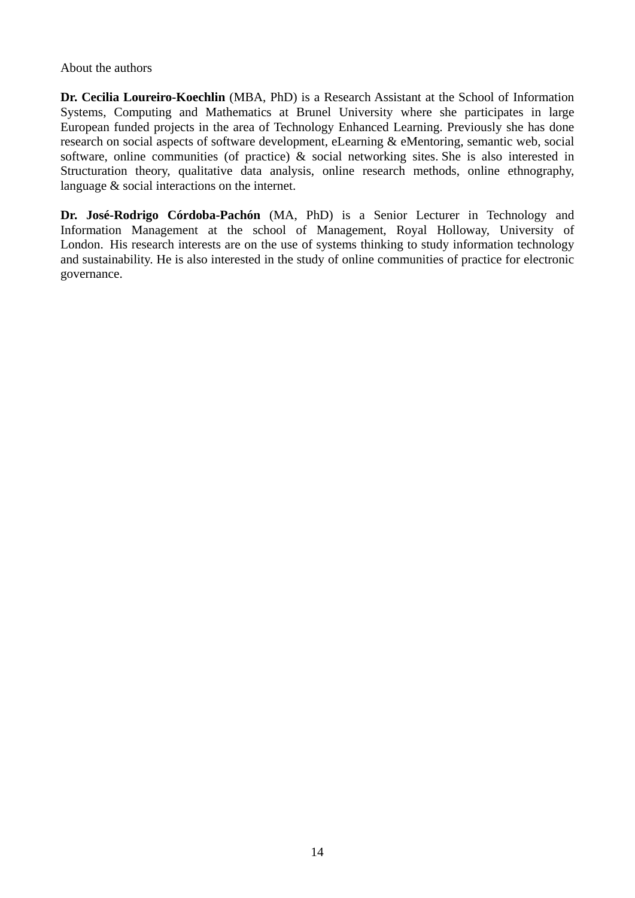About the authors

**Dr. Cecilia Loureiro-Koechlin** (MBA, PhD) is a Research Assistant at the School of Information Systems, Computing and Mathematics at Brunel University where she participates in large European funded projects in the area of Technology Enhanced Learning. Previously she has done research on social aspects of software development, eLearning & eMentoring, semantic web, social software, online communities (of practice) & social networking sites. She is also interested in Structuration theory, qualitative data analysis, online research methods, online ethnography, language & social interactions on the internet.

**Dr. José-Rodrigo Córdoba-Pachón** (MA, PhD) is a Senior Lecturer in Technology and Information Management at the school of Management, Royal Holloway, University of London. His research interests are on the use of systems thinking to study information technology and sustainability. He is also interested in the study of online communities of practice for electronic governance.